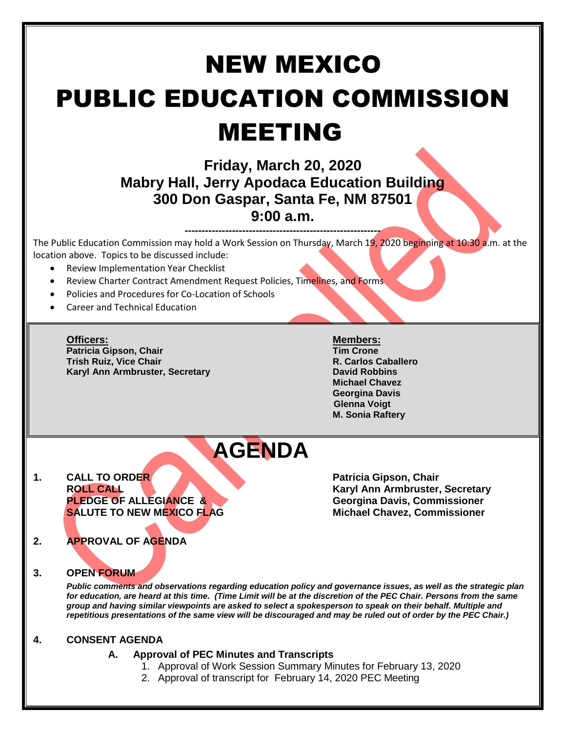# NEW MEXICO PUBLIC EDUCATION COMMISSION MEETING

**Friday, March 20, 2020**
**Mabry Hall, Jerry Apodaca Education Building**
**300 Don Gaspar, Santa Fe, NM 87501**
**9:00 a.m.**

---

Cancelled

The Public Education Commission may hold a Work Session on Thursday, March 19, 2020 beginning at 10:30 a.m. at the location above. Topics to be discussed include:

- Review Implementation Year Checklist
- Review Charter Contract Amendment Request Policies, Timelines, and Forms
- Policies and Procedures for Co-Location of Schools
- Career and Technical Education

**Officers:**
**Patricia Gipson, Chair**
**Trish Ruiz, Vice Chair**
**Karyl Ann Armbruster, Secretary**

**Members:**
**Tim Crone**
**R. Carlos Caballero**
**David Robbins**
**Michael Chavez**
**Georgina Davis**
**Glenna Voigt**
**M. Sonia Raftery**

## AGENDA

1. **CALL TO ORDER** — **Patricia Gipson, Chair**
   **ROLL CALL** — **Karyl Ann Armbruster, Secretary**
   **PLEDGE OF ALLEGIANCE &** — **Georgina Davis, Commissioner**
   **SALUTE TO NEW MEXICO FLAG** — **Michael Chavez, Commissioner**

2. **APPROVAL OF AGENDA**

3. **OPEN FORUM**

   ***Public comments and observations regarding education policy and governance issues, as well as the strategic plan for education, are heard at this time. (Time Limit will be at the discretion of the PEC Chair. Persons from the same group and having similar viewpoints are asked to select a spokesperson to speak on their behalf. Multiple and repetitious presentations of the same view will be discouraged and may be ruled out of order by the PEC Chair.)***

4. **CONSENT AGENDA**

   **A. Approval of PEC Minutes and Transcripts**
   1. Approval of Work Session Summary Minutes for February 13, 2020
   2. Approval of transcript for February 14, 2020 PEC Meeting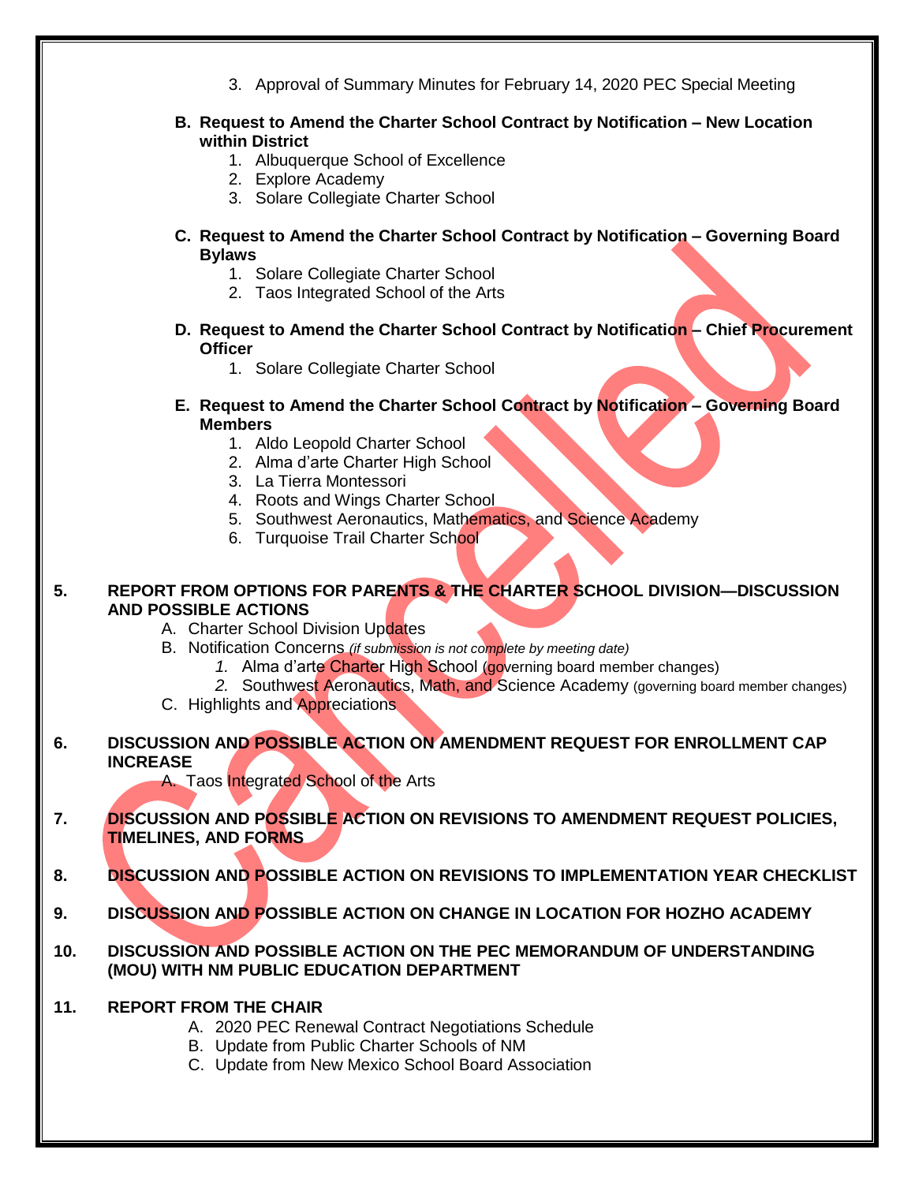3. Approval of Summary Minutes for February 14, 2020 PEC Special Meeting

**B. Request to Amend the Charter School Contract by Notification – New Location within District**

1. Albuquerque School of Excellence
2. Explore Academy
3. Solare Collegiate Charter School

**C. Request to Amend the Charter School Contract by Notification – Governing Board Bylaws**

1. Solare Collegiate Charter School
2. Taos Integrated School of the Arts

**D. Request to Amend the Charter School Contract by Notification – Chief Procurement Officer**

1. Solare Collegiate Charter School

**E. Request to Amend the Charter School Contract by Notification – Governing Board Members**

1. Aldo Leopold Charter School
2. Alma d'arte Charter High School
3. La Tierra Montessori
4. Roots and Wings Charter School
5. Southwest Aeronautics, Mathematics, and Science Academy
6. Turquoise Trail Charter School

**5. REPORT FROM OPTIONS FOR PARENTS & THE CHARTER SCHOOL DIVISION—DISCUSSION AND POSSIBLE ACTIONS**

A. Charter School Division Updates

B. Notification Concerns *(if submission is not complete by meeting date)*

*1.* Alma d'arte Charter High School (governing board member changes)

*2.* Southwest Aeronautics, Math, and Science Academy (governing board member changes)

C. Highlights and Appreciations

**6. DISCUSSION AND POSSIBLE ACTION ON AMENDMENT REQUEST FOR ENROLLMENT CAP INCREASE**

A. Taos Integrated School of the Arts

**7. DISCUSSION AND POSSIBLE ACTION ON REVISIONS TO AMENDMENT REQUEST POLICIES, TIMELINES, AND FORMS**

**8. DISCUSSION AND POSSIBLE ACTION ON REVISIONS TO IMPLEMENTATION YEAR CHECKLIST**

**9. DISCUSSION AND POSSIBLE ACTION ON CHANGE IN LOCATION FOR HOZHO ACADEMY**

**10. DISCUSSION AND POSSIBLE ACTION ON THE PEC MEMORANDUM OF UNDERSTANDING (MOU) WITH NM PUBLIC EDUCATION DEPARTMENT**

**11. REPORT FROM THE CHAIR**

A. 2020 PEC Renewal Contract Negotiations Schedule

B. Update from Public Charter Schools of NM

C. Update from New Mexico School Board Association

Cancelled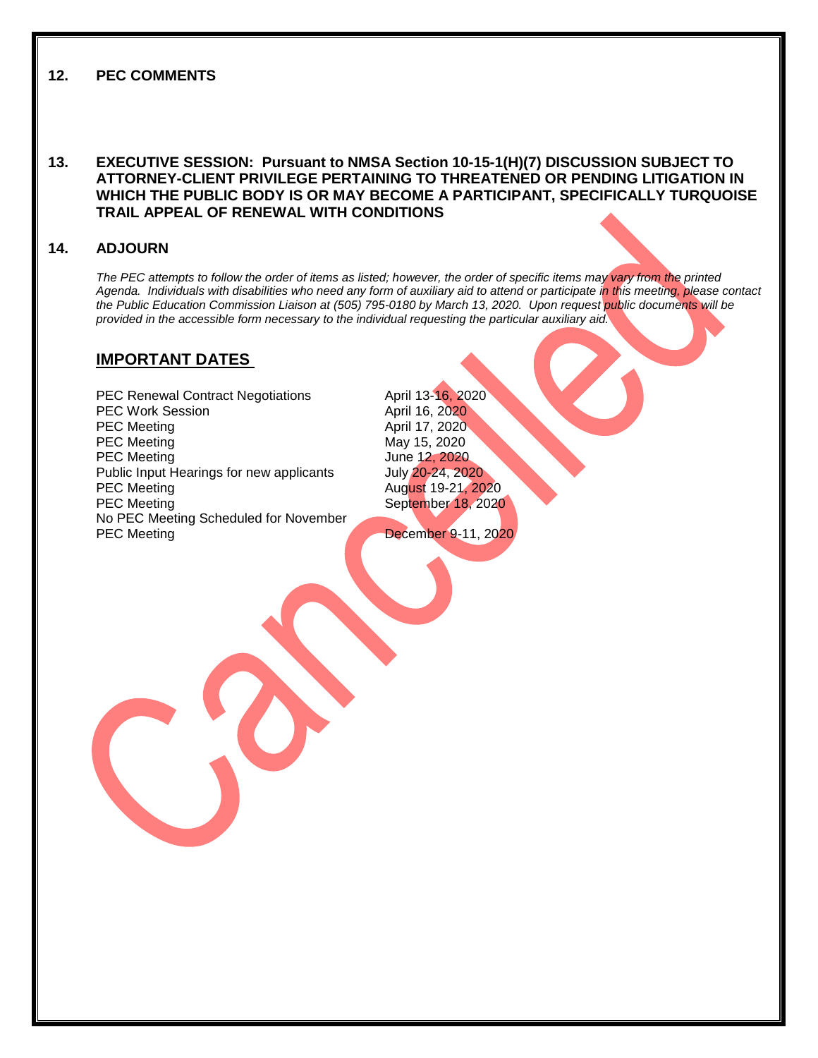## 12. PEC COMMENTS

## 13. EXECUTIVE SESSION: Pursuant to NMSA Section 10-15-1(H)(7) DISCUSSION SUBJECT TO ATTORNEY-CLIENT PRIVILEGE PERTAINING TO THREATENED OR PENDING LITIGATION IN WHICH THE PUBLIC BODY IS OR MAY BECOME A PARTICIPANT, SPECIFICALLY TURQUOISE TRAIL APPEAL OF RENEWAL WITH CONDITIONS

## 14. ADJOURN

*The PEC attempts to follow the order of items as listed; however, the order of specific items may vary from the printed Agenda. Individuals with disabilities who need any form of auxiliary aid to attend or participate in this meeting, please contact the Public Education Commission Liaison at (505) 795-0180 by March 13, 2020. Upon request public documents will be provided in the accessible form necessary to the individual requesting the particular auxiliary aid.*

## IMPORTANT DATES

| | |
|---|---|
| PEC Renewal Contract Negotiations | April 13-16, 2020 |
| PEC Work Session | April 16, 2020 |
| PEC Meeting | April 17, 2020 |
| PEC Meeting | May 15, 2020 |
| PEC Meeting | June 12, 2020 |
| Public Input Hearings for new applicants | July 20-24, 2020 |
| PEC Meeting | August 19-21, 2020 |
| PEC Meeting | September 18, 2020 |
| No PEC Meeting Scheduled for November | |
| PEC Meeting | December 9-11, 2020 |

Cancelled